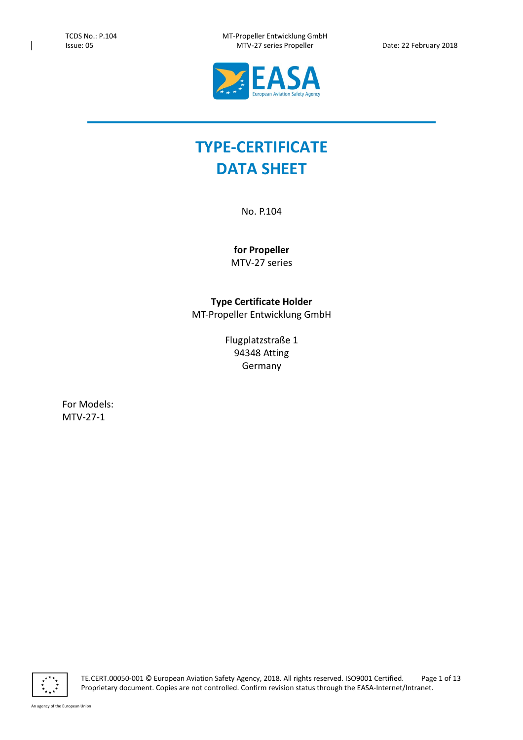# TYPE-CERTIFICATE DATA SHEET

No. P.104

**for Propeller**
MTV-27 series

**Type Certificate Holder**
MT-Propeller Entwicklung GmbH

Flugplatzstraße 1
94348 Atting
Germany

For Models:
MTV-27-1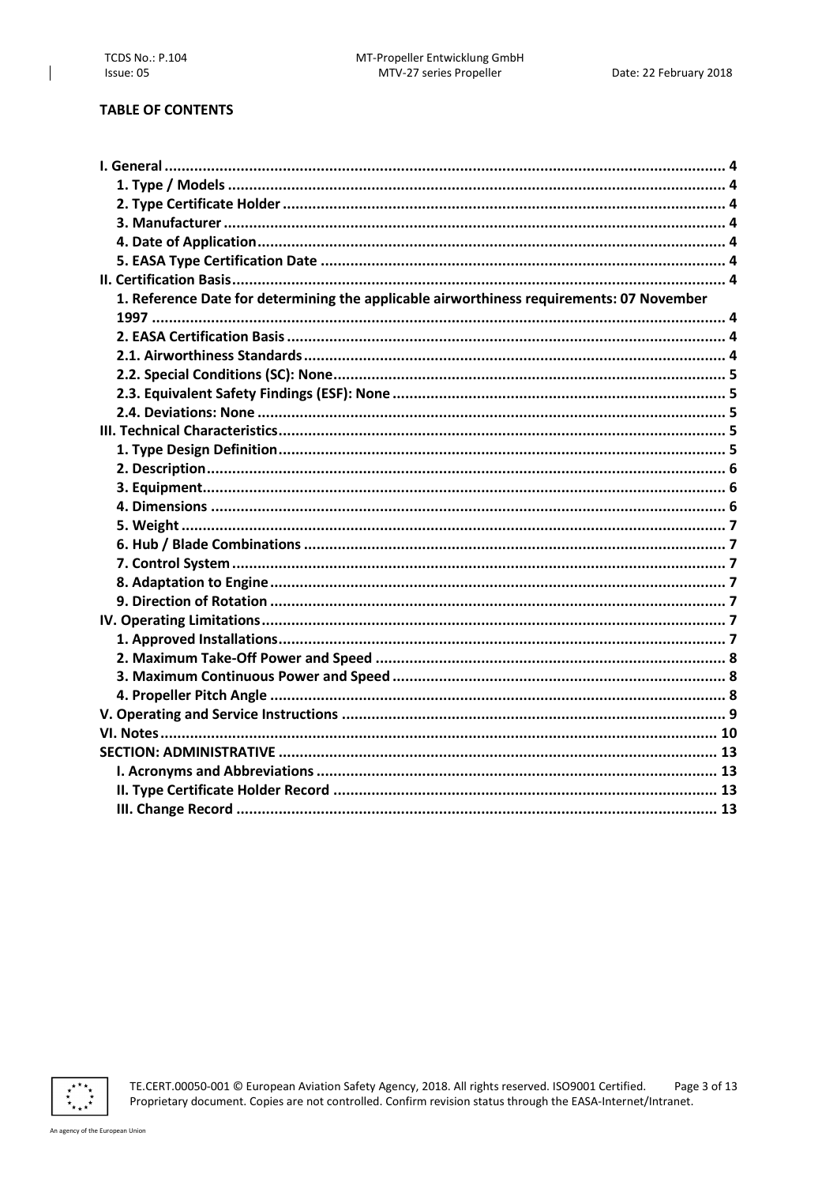**TABLE OF CONTENTS**

- **I. General** .......... 4
  - **1. Type / Models** .......... 4
  - **2. Type Certificate Holder** .......... 4
  - **3. Manufacturer** .......... 4
  - **4. Date of Application** .......... 4
  - **5. EASA Type Certification Date** .......... 4
- **II. Certification Basis** .......... 4
  - **1. Reference Date for determining the applicable airworthiness requirements: 07 November 1997** .......... 4
  - **2. EASA Certification Basis** .......... 4
  - **2.1. Airworthiness Standards** .......... 4
  - **2.2. Special Conditions (SC): None** .......... 5
  - **2.3. Equivalent Safety Findings (ESF): None** .......... 5
  - **2.4. Deviations: None** .......... 5
- **III. Technical Characteristics** .......... 5
  - **1. Type Design Definition** .......... 5
  - **2. Description** .......... 6
  - **3. Equipment** .......... 6
  - **4. Dimensions** .......... 6
  - **5. Weight** .......... 7
  - **6. Hub / Blade Combinations** .......... 7
  - **7. Control System** .......... 7
  - **8. Adaptation to Engine** .......... 7
  - **9. Direction of Rotation** .......... 7
- **IV. Operating Limitations** .......... 7
  - **1. Approved Installations** .......... 7
  - **2. Maximum Take-Off Power and Speed** .......... 8
  - **3. Maximum Continuous Power and Speed** .......... 8
  - **4. Propeller Pitch Angle** .......... 8
- **V. Operating and Service Instructions** .......... 9
- **VI. Notes** .......... 10
- **SECTION: ADMINISTRATIVE** .......... 13
  - **I. Acronyms and Abbreviations** .......... 13
  - **II. Type Certificate Holder Record** .......... 13
  - **III. Change Record** .......... 13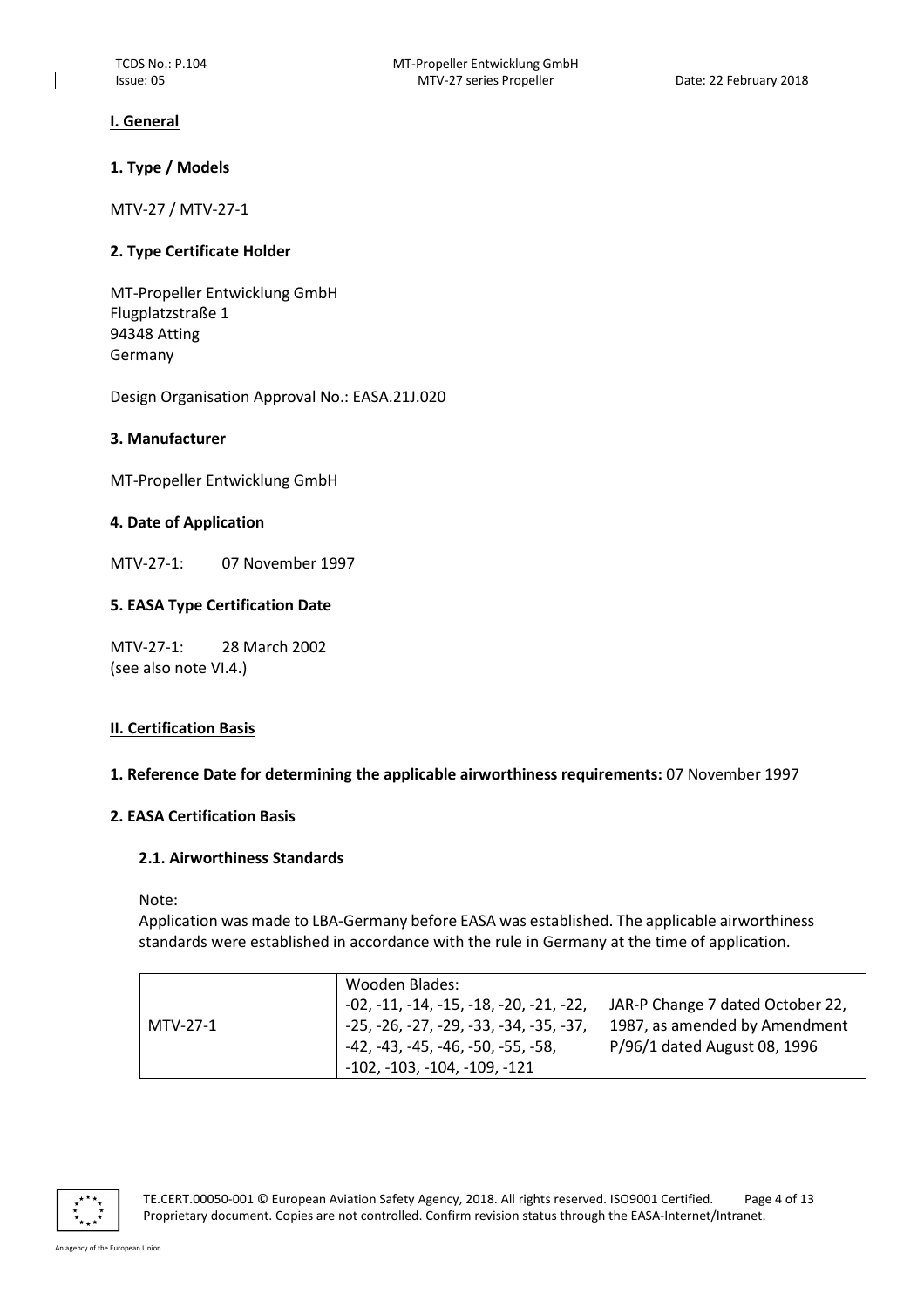## I. General

### 1. Type / Models

MTV-27 / MTV-27-1

### 2. Type Certificate Holder

MT-Propeller Entwicklung GmbH
Flugplatzstraße 1
94348 Atting
Germany

Design Organisation Approval No.: EASA.21J.020

### 3. Manufacturer

MT-Propeller Entwicklung GmbH

### 4. Date of Application

MTV-27-1: 07 November 1997

### 5. EASA Type Certification Date

MTV-27-1: 28 March 2002
(see also note VI.4.)

## II. Certification Basis

### 1. Reference Date for determining the applicable airworthiness requirements: 07 November 1997

### 2. EASA Certification Basis

#### 2.1. Airworthiness Standards

Note:
Application was made to LBA-Germany before EASA was established. The applicable airworthiness standards were established in accordance with the rule in Germany at the time of application.

| | | |
|---|---|---|
| MTV-27-1 | Wooden Blades: -02, -11, -14, -15, -18, -20, -21, -22, -25, -26, -27, -29, -33, -34, -35, -37, -42, -43, -45, -46, -50, -55, -58, -102, -103, -104, -109, -121 | JAR-P Change 7 dated October 22, 1987, as amended by Amendment P/96/1 dated August 08, 1996 |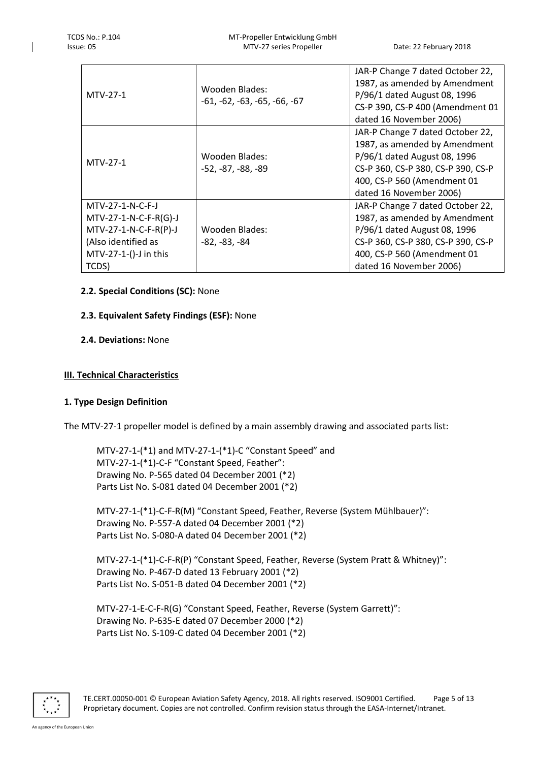| MTV-27-1 | Wooden Blades: -61, -62, -63, -65, -66, -67 | JAR-P Change 7 dated October 22, 1987, as amended by Amendment P/96/1 dated August 08, 1996 CS-P 390, CS-P 400 (Amendment 01 dated 16 November 2006) |
|---|---|---|
| MTV-27-1 | Wooden Blades: -52, -87, -88, -89 | JAR-P Change 7 dated October 22, 1987, as amended by Amendment P/96/1 dated August 08, 1996 CS-P 360, CS-P 380, CS-P 390, CS-P 400, CS-P 560 (Amendment 01 dated 16 November 2006) |
| MTV-27-1-N-C-F-J MTV-27-1-N-C-F-R(G)-J MTV-27-1-N-C-F-R(P)-J (Also identified as MTV-27-1-()-J in this TCDS) | Wooden Blades: -82, -83, -84 | JAR-P Change 7 dated October 22, 1987, as amended by Amendment P/96/1 dated August 08, 1996 CS-P 360, CS-P 380, CS-P 390, CS-P 400, CS-P 560 (Amendment 01 dated 16 November 2006) |

**2.2. Special Conditions (SC):** None

**2.3. Equivalent Safety Findings (ESF):** None

**2.4. Deviations:** None

## III. Technical Characteristics

### 1. Type Design Definition

The MTV-27-1 propeller model is defined by a main assembly drawing and associated parts list:

MTV-27-1-(*1) and MTV-27-1-(*1)-C "Constant Speed" and
MTV-27-1-(*1)-C-F "Constant Speed, Feather":
Drawing No. P-565 dated 04 December 2001 (*2)
Parts List No. S-081 dated 04 December 2001 (*2)

MTV-27-1-(*1)-C-F-R(M) "Constant Speed, Feather, Reverse (System Mühlbauer)":
Drawing No. P-557-A dated 04 December 2001 (*2)
Parts List No. S-080-A dated 04 December 2001 (*2)

MTV-27-1-(*1)-C-F-R(P) "Constant Speed, Feather, Reverse (System Pratt & Whitney)":
Drawing No. P-467-D dated 13 February 2001 (*2)
Parts List No. S-051-B dated 04 December 2001 (*2)

MTV-27-1-E-C-F-R(G) "Constant Speed, Feather, Reverse (System Garrett)":
Drawing No. P-635-E dated 07 December 2000 (*2)
Parts List No. S-109-C dated 04 December 2001 (*2)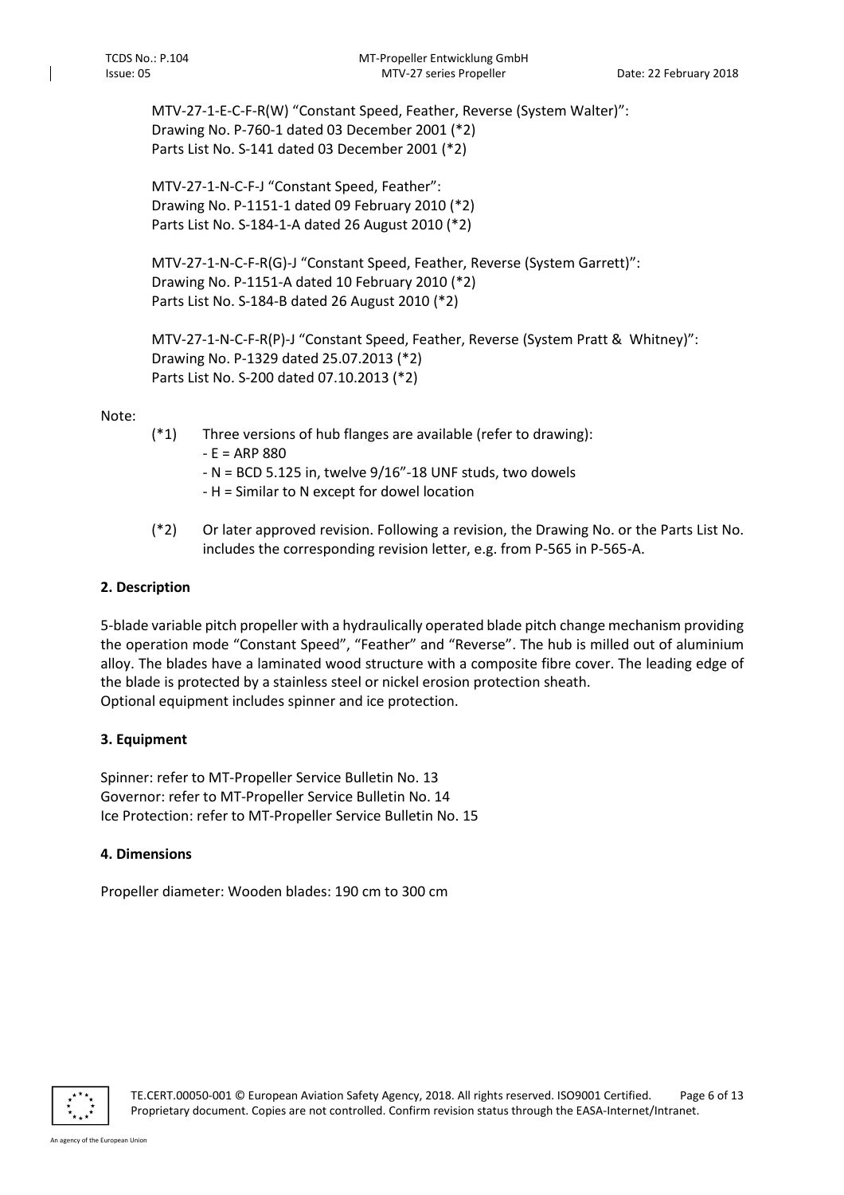MTV-27-1-E-C-F-R(W) "Constant Speed, Feather, Reverse (System Walter)":
Drawing No. P-760-1 dated 03 December 2001 (*2)
Parts List No. S-141 dated 03 December 2001 (*2)

MTV-27-1-N-C-F-J "Constant Speed, Feather":
Drawing No. P-1151-1 dated 09 February 2010 (*2)
Parts List No. S-184-1-A dated 26 August 2010 (*2)

MTV-27-1-N-C-F-R(G)-J "Constant Speed, Feather, Reverse (System Garrett)":
Drawing No. P-1151-A dated 10 February 2010 (*2)
Parts List No. S-184-B dated 26 August 2010 (*2)

MTV-27-1-N-C-F-R(P)-J "Constant Speed, Feather, Reverse (System Pratt & Whitney)":
Drawing No. P-1329 dated 25.07.2013 (*2)
Parts List No. S-200 dated 07.10.2013 (*2)

Note:

(*1) Three versions of hub flanges are available (refer to drawing):
- E = ARP 880
- N = BCD 5.125 in, twelve 9/16"-18 UNF studs, two dowels
- H = Similar to N except for dowel location

(*2) Or later approved revision. Following a revision, the Drawing No. or the Parts List No. includes the corresponding revision letter, e.g. from P-565 in P-565-A.

## 2. Description

5-blade variable pitch propeller with a hydraulically operated blade pitch change mechanism providing the operation mode "Constant Speed", "Feather" and "Reverse". The hub is milled out of aluminium alloy. The blades have a laminated wood structure with a composite fibre cover. The leading edge of the blade is protected by a stainless steel or nickel erosion protection sheath.
Optional equipment includes spinner and ice protection.

## 3. Equipment

Spinner: refer to MT-Propeller Service Bulletin No. 13
Governor: refer to MT-Propeller Service Bulletin No. 14
Ice Protection: refer to MT-Propeller Service Bulletin No. 15

## 4. Dimensions

Propeller diameter: Wooden blades: 190 cm to 300 cm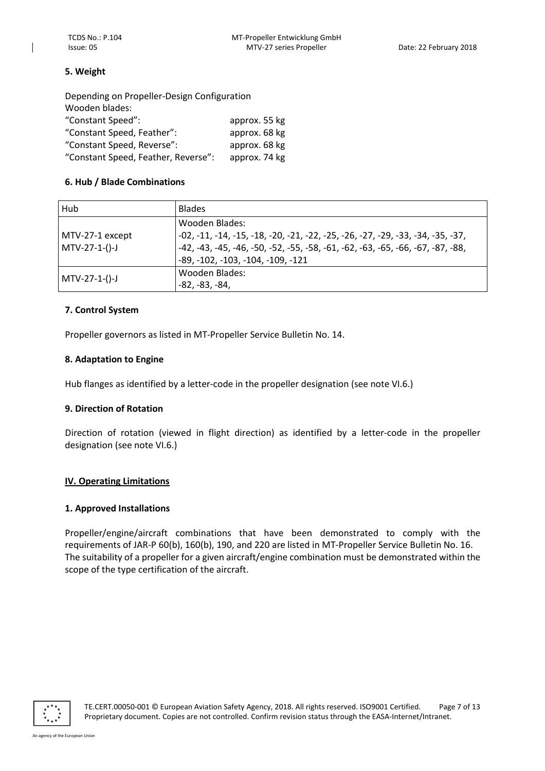### 5. Weight

Depending on Propeller-Design Configuration
Wooden blades:

| | |
|---|---|
| "Constant Speed": | approx. 55 kg |
| "Constant Speed, Feather": | approx. 68 kg |
| "Constant Speed, Reverse": | approx. 68 kg |
| "Constant Speed, Feather, Reverse": | approx. 74 kg |

### 6. Hub / Blade Combinations

| Hub | Blades |
|---|---|
| MTV-27-1 except MTV-27-1-()-J | Wooden Blades: -02, -11, -14, -15, -18, -20, -21, -22, -25, -26, -27, -29, -33, -34, -35, -37, -42, -43, -45, -46, -50, -52, -55, -58, -61, -62, -63, -65, -66, -67, -87, -88, -89, -102, -103, -104, -109, -121 |
| MTV-27-1-()-J | Wooden Blades: -82, -83, -84, |

### 7. Control System

Propeller governors as listed in MT-Propeller Service Bulletin No. 14.

### 8. Adaptation to Engine

Hub flanges as identified by a letter-code in the propeller designation (see note VI.6.)

### 9. Direction of Rotation

Direction of rotation (viewed in flight direction) as identified by a letter-code in the propeller designation (see note VI.6.)

## IV. Operating Limitations

### 1. Approved Installations

Propeller/engine/aircraft combinations that have been demonstrated to comply with the requirements of JAR-P 60(b), 160(b), 190, and 220 are listed in MT-Propeller Service Bulletin No. 16. The suitability of a propeller for a given aircraft/engine combination must be demonstrated within the scope of the type certification of the aircraft.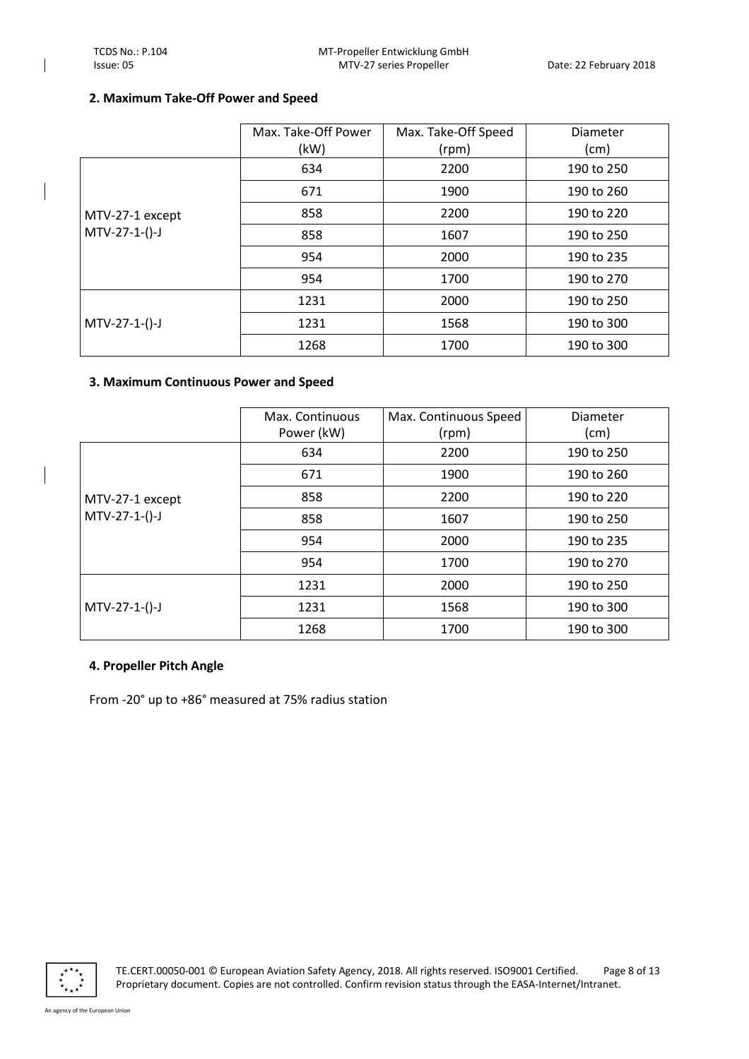### 2. Maximum Take-Off Power and Speed

| | Max. Take-Off Power (kW) | Max. Take-Off Speed (rpm) | Diameter (cm) |
|---|---|---|---|
| MTV-27-1 except MTV-27-1-()-J | 634 | 2200 | 190 to 250 |
| | 671 | 1900 | 190 to 260 |
| | 858 | 2200 | 190 to 220 |
| | 858 | 1607 | 190 to 250 |
| | 954 | 2000 | 190 to 235 |
| | 954 | 1700 | 190 to 270 |
| MTV-27-1-()-J | 1231 | 2000 | 190 to 250 |
| | 1231 | 1568 | 190 to 300 |
| | 1268 | 1700 | 190 to 300 |

### 3. Maximum Continuous Power and Speed

| | Max. Continuous Power (kW) | Max. Continuous Speed (rpm) | Diameter (cm) |
|---|---|---|---|
| MTV-27-1 except MTV-27-1-()-J | 634 | 2200 | 190 to 250 |
| | 671 | 1900 | 190 to 260 |
| | 858 | 2200 | 190 to 220 |
| | 858 | 1607 | 190 to 250 |
| | 954 | 2000 | 190 to 235 |
| | 954 | 1700 | 190 to 270 |
| MTV-27-1-()-J | 1231 | 2000 | 190 to 250 |
| | 1231 | 1568 | 190 to 300 |
| | 1268 | 1700 | 190 to 300 |

### 4. Propeller Pitch Angle

From -20° up to +86° measured at 75% radius station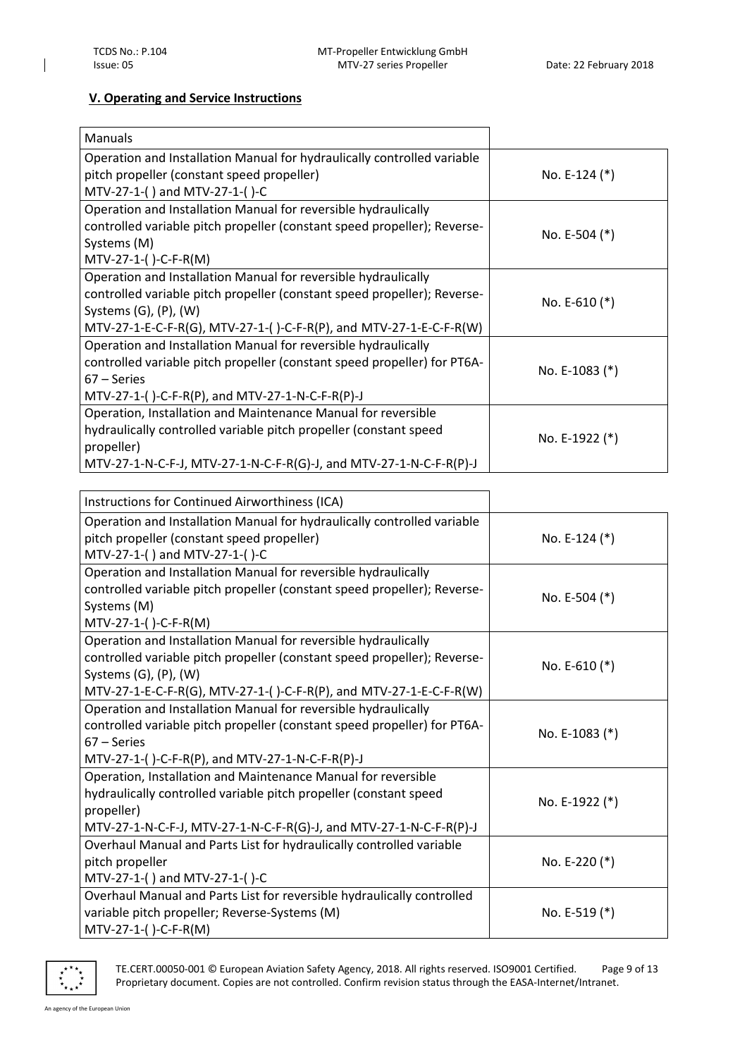## V. Operating and Service Instructions

| Manuals | |
|---|---|
| Operation and Installation Manual for hydraulically controlled variable pitch propeller (constant speed propeller) MTV-27-1-( ) and MTV-27-1-( )-C | No. E-124 (*) |
| Operation and Installation Manual for reversible hydraulically controlled variable pitch propeller (constant speed propeller); Reverse-Systems (M) MTV-27-1-( )-C-F-R(M) | No. E-504 (*) |
| Operation and Installation Manual for reversible hydraulically controlled variable pitch propeller (constant speed propeller); Reverse-Systems (G), (P), (W) MTV-27-1-E-C-F-R(G), MTV-27-1-( )-C-F-R(P), and MTV-27-1-E-C-F-R(W) | No. E-610 (*) |
| Operation and Installation Manual for reversible hydraulically controlled variable pitch propeller (constant speed propeller) for PT6A-67 – Series MTV-27-1-( )-C-F-R(P), and MTV-27-1-N-C-F-R(P)-J | No. E-1083 (*) |
| Operation, Installation and Maintenance Manual for reversible hydraulically controlled variable pitch propeller (constant speed propeller) MTV-27-1-N-C-F-J, MTV-27-1-N-C-F-R(G)-J, and MTV-27-1-N-C-F-R(P)-J | No. E-1922 (*) |

| Instructions for Continued Airworthiness (ICA) | |
|---|---|
| Operation and Installation Manual for hydraulically controlled variable pitch propeller (constant speed propeller) MTV-27-1-( ) and MTV-27-1-( )-C | No. E-124 (*) |
| Operation and Installation Manual for reversible hydraulically controlled variable pitch propeller (constant speed propeller); Reverse-Systems (M) MTV-27-1-( )-C-F-R(M) | No. E-504 (*) |
| Operation and Installation Manual for reversible hydraulically controlled variable pitch propeller (constant speed propeller); Reverse-Systems (G), (P), (W) MTV-27-1-E-C-F-R(G), MTV-27-1-( )-C-F-R(P), and MTV-27-1-E-C-F-R(W) | No. E-610 (*) |
| Operation and Installation Manual for reversible hydraulically controlled variable pitch propeller (constant speed propeller) for PT6A-67 – Series MTV-27-1-( )-C-F-R(P), and MTV-27-1-N-C-F-R(P)-J | No. E-1083 (*) |
| Operation, Installation and Maintenance Manual for reversible hydraulically controlled variable pitch propeller (constant speed propeller) MTV-27-1-N-C-F-J, MTV-27-1-N-C-F-R(G)-J, and MTV-27-1-N-C-F-R(P)-J | No. E-1922 (*) |
| Overhaul Manual and Parts List for hydraulically controlled variable pitch propeller MTV-27-1-( ) and MTV-27-1-( )-C | No. E-220 (*) |
| Overhaul Manual and Parts List for reversible hydraulically controlled variable pitch propeller; Reverse-Systems (M) MTV-27-1-( )-C-F-R(M) | No. E-519 (*) |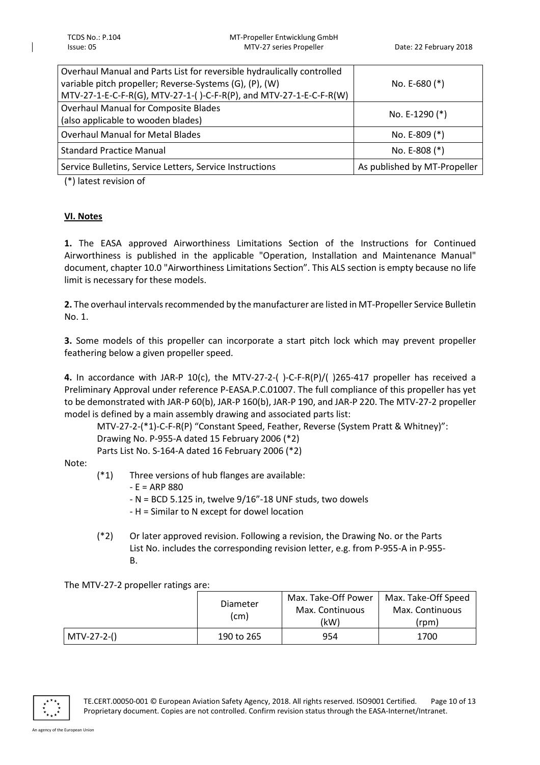| | |
|---|---|
| Overhaul Manual and Parts List for reversible hydraulically controlled variable pitch propeller; Reverse-Systems (G), (P), (W) MTV-27-1-E-C-F-R(G), MTV-27-1-( )-C-F-R(P), and MTV-27-1-E-C-F-R(W) | No. E-680 (*) |
| Overhaul Manual for Composite Blades (also applicable to wooden blades) | No. E-1290 (*) |
| Overhaul Manual for Metal Blades | No. E-809 (*) |
| Standard Practice Manual | No. E-808 (*) |
| Service Bulletins, Service Letters, Service Instructions | As published by MT-Propeller |

(*) latest revision of

## VI. Notes

**1.** The EASA approved Airworthiness Limitations Section of the Instructions for Continued Airworthiness is published in the applicable "Operation, Installation and Maintenance Manual" document, chapter 10.0 "Airworthiness Limitations Section". This ALS section is empty because no life limit is necessary for these models.

**2.** The overhaul intervals recommended by the manufacturer are listed in MT-Propeller Service Bulletin No. 1.

**3.** Some models of this propeller can incorporate a start pitch lock which may prevent propeller feathering below a given propeller speed.

**4.** In accordance with JAR-P 10(c), the MTV-27-2-( )-C-F-R(P)/( )265-417 propeller has received a Preliminary Approval under reference P-EASA.P.C.01007. The full compliance of this propeller has yet to be demonstrated with JAR-P 60(b), JAR-P 160(b), JAR-P 190, and JAR-P 220. The MTV-27-2 propeller model is defined by a main assembly drawing and associated parts list:

MTV-27-2-(*1)-C-F-R(P) "Constant Speed, Feather, Reverse (System Pratt & Whitney)":
Drawing No. P-955-A dated 15 February 2006 (*2)
Parts List No. S-164-A dated 16 February 2006 (*2)

Note:

(*1) Three versions of hub flanges are available:
- E = ARP 880
- N = BCD 5.125 in, twelve 9/16"-18 UNF studs, two dowels
- H = Similar to N except for dowel location

(*2) Or later approved revision. Following a revision, the Drawing No. or the Parts List No. includes the corresponding revision letter, e.g. from P-955-A in P-955-B.

The MTV-27-2 propeller ratings are:

| | Diameter (cm) | Max. Take-Off Power Max. Continuous (kW) | Max. Take-Off Speed Max. Continuous (rpm) |
|---|---|---|---|
| MTV-27-2-() | 190 to 265 | 954 | 1700 |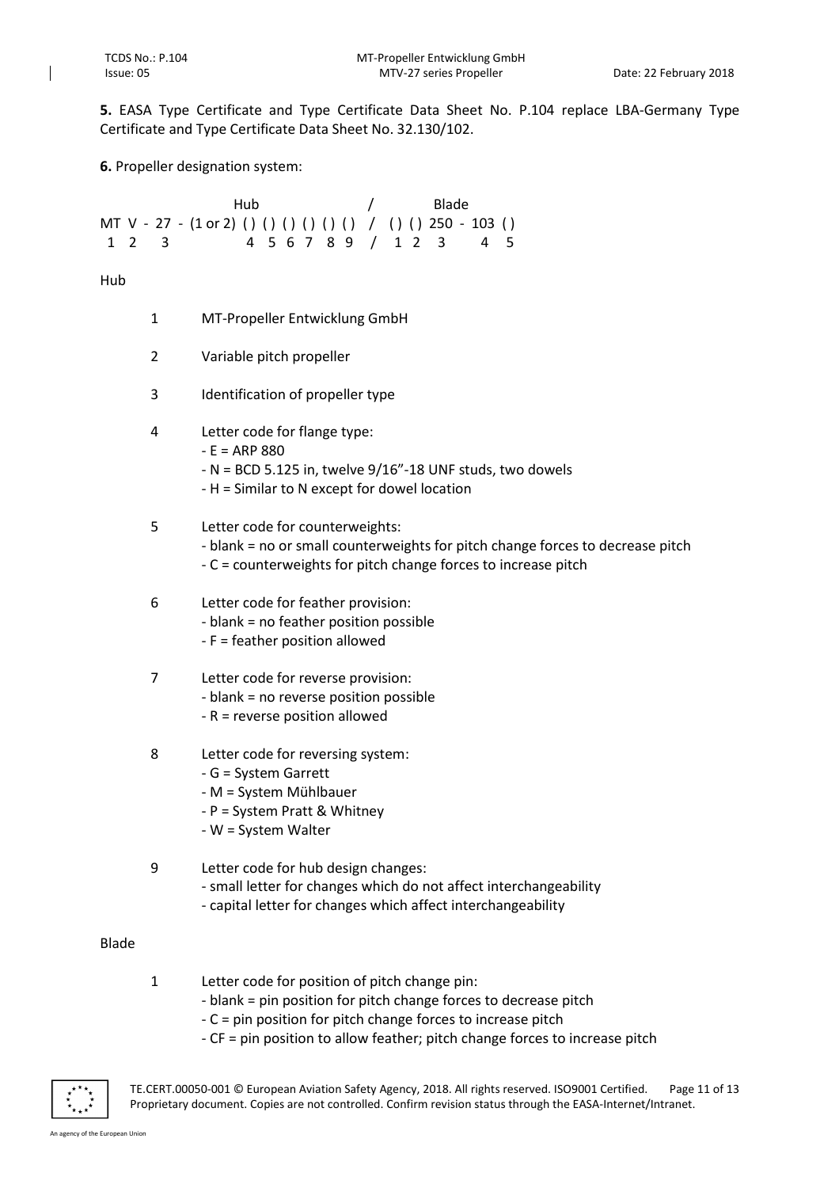**5.** EASA Type Certificate and Type Certificate Data Sheet No. P.104 replace LBA-Germany Type Certificate and Type Certificate Data Sheet No. 32.130/102.

**6.** Propeller designation system:

```
                    Hub                   /           Blade
MT  V - 27 - (1 or 2) ( ) ( ) ( ) ( ) ( ) ( )  /  ( ) ( ) 250 - 103 ( )
 1   2    3             4   5   6   7   8  9   /   1   2   3      4   5
```

Hub

1. MT-Propeller Entwicklung GmbH
2. Variable pitch propeller
3. Identification of propeller type
4. Letter code for flange type:
   - E = ARP 880
   - N = BCD 5.125 in, twelve 9/16"-18 UNF studs, two dowels
   - H = Similar to N except for dowel location
5. Letter code for counterweights:
   - blank = no or small counterweights for pitch change forces to decrease pitch
   - C = counterweights for pitch change forces to increase pitch
6. Letter code for feather provision:
   - blank = no feather position possible
   - F = feather position allowed
7. Letter code for reverse provision:
   - blank = no reverse position possible
   - R = reverse position allowed
8. Letter code for reversing system:
   - G = System Garrett
   - M = System Mühlbauer
   - P = System Pratt & Whitney
   - W = System Walter
9. Letter code for hub design changes:
   - small letter for changes which do not affect interchangeability
   - capital letter for changes which affect interchangeability

Blade

1. Letter code for position of pitch change pin:
   - blank = pin position for pitch change forces to decrease pitch
   - C = pin position for pitch change forces to increase pitch
   - CF = pin position to allow feather; pitch change forces to increase pitch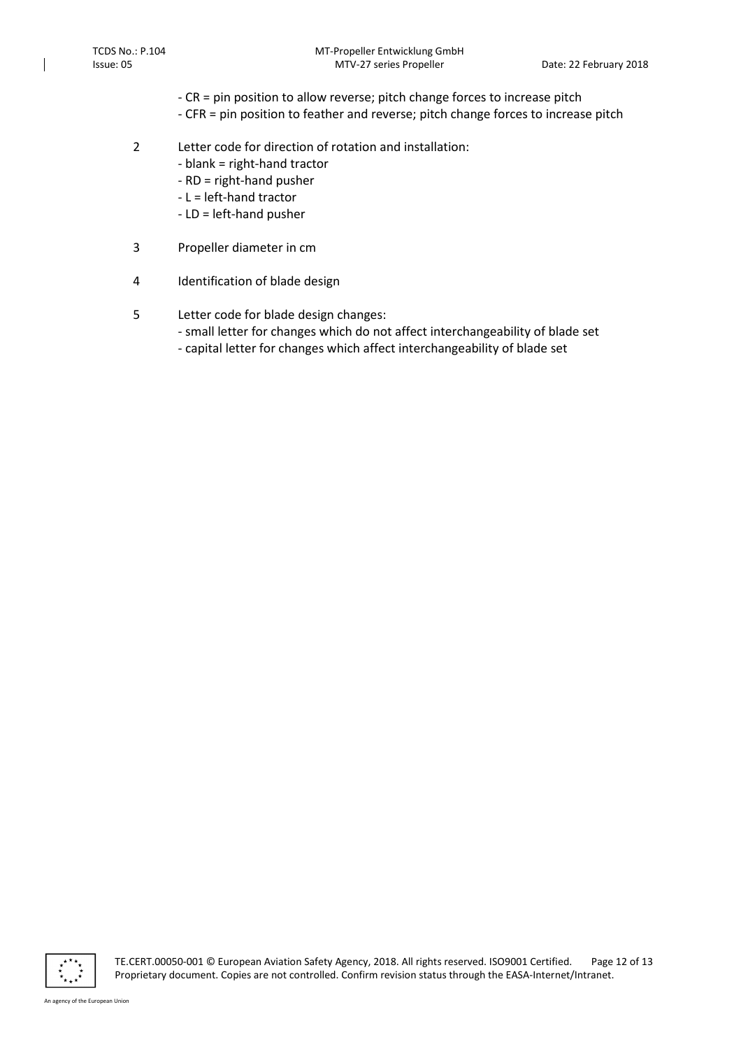- CR = pin position to allow reverse; pitch change forces to increase pitch
- CFR = pin position to feather and reverse; pitch change forces to increase pitch

2 Letter code for direction of rotation and installation:
- blank = right-hand tractor
- RD = right-hand pusher
- L = left-hand tractor
- LD = left-hand pusher

3 Propeller diameter in cm

4 Identification of blade design

5 Letter code for blade design changes:
- small letter for changes which do not affect interchangeability of blade set
- capital letter for changes which affect interchangeability of blade set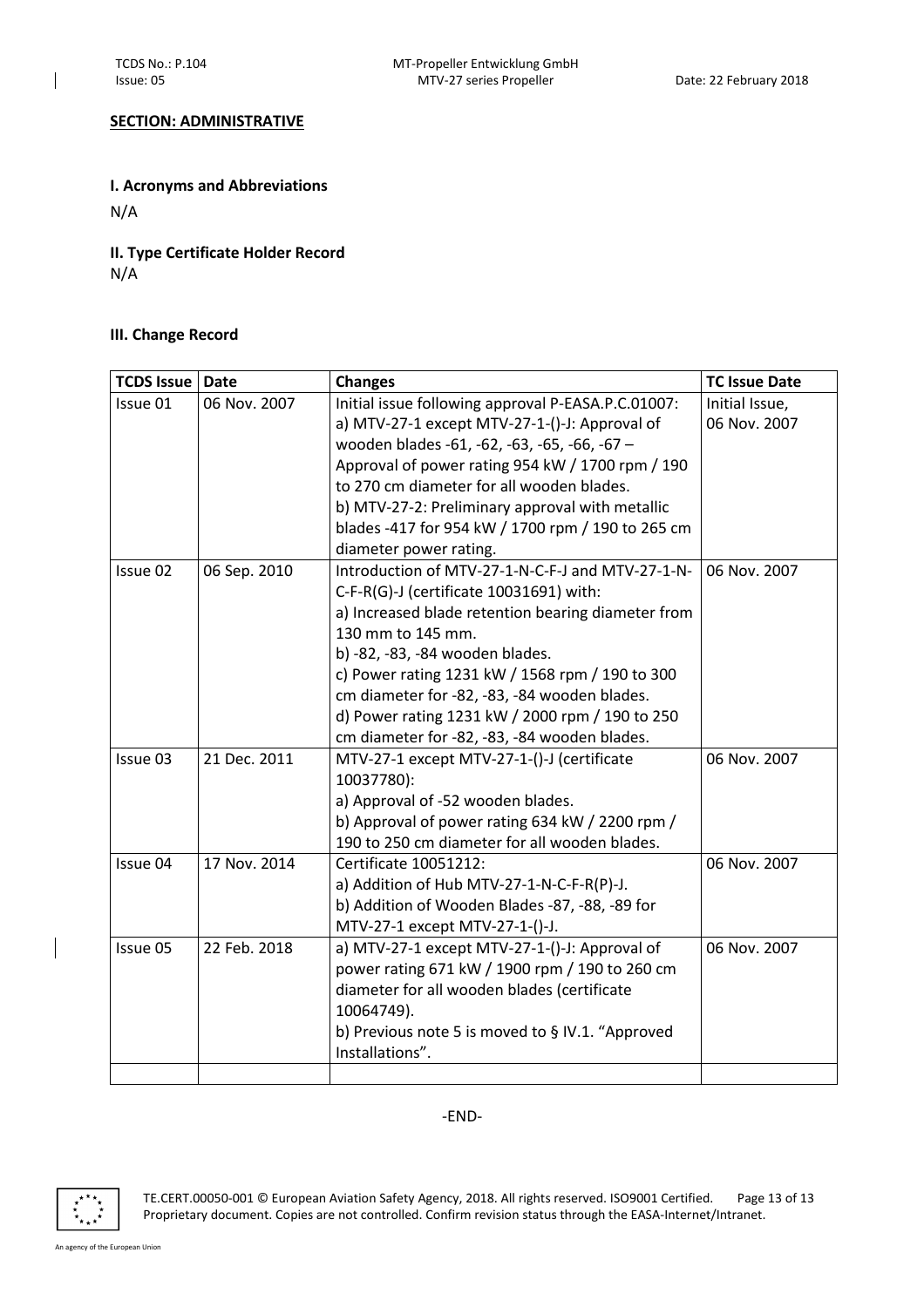**SECTION: ADMINISTRATIVE**

**I. Acronyms and Abbreviations**

N/A

**II. Type Certificate Holder Record**

N/A

**III. Change Record**

| TCDS Issue | Date | Changes | TC Issue Date |
|---|---|---|---|
| Issue 01 | 06 Nov. 2007 | Initial issue following approval P-EASA.P.C.01007:<br>a) MTV-27-1 except MTV-27-1-()-J: Approval of wooden blades -61, -62, -63, -65, -66, -67 – Approval of power rating 954 kW / 1700 rpm / 190 to 270 cm diameter for all wooden blades.<br>b) MTV-27-2: Preliminary approval with metallic blades -417 for 954 kW / 1700 rpm / 190 to 265 cm diameter power rating. | Initial Issue, 06 Nov. 2007 |
| Issue 02 | 06 Sep. 2010 | Introduction of MTV-27-1-N-C-F-J and MTV-27-1-N-C-F-R(G)-J (certificate 10031691) with:<br>a) Increased blade retention bearing diameter from 130 mm to 145 mm.<br>b) -82, -83, -84 wooden blades.<br>c) Power rating 1231 kW / 1568 rpm / 190 to 300 cm diameter for -82, -83, -84 wooden blades.<br>d) Power rating 1231 kW / 2000 rpm / 190 to 250 cm diameter for -82, -83, -84 wooden blades. | 06 Nov. 2007 |
| Issue 03 | 21 Dec. 2011 | MTV-27-1 except MTV-27-1-()-J (certificate 10037780):<br>a) Approval of -52 wooden blades.<br>b) Approval of power rating 634 kW / 2200 rpm / 190 to 250 cm diameter for all wooden blades. | 06 Nov. 2007 |
| Issue 04 | 17 Nov. 2014 | Certificate 10051212:<br>a) Addition of Hub MTV-27-1-N-C-F-R(P)-J.<br>b) Addition of Wooden Blades -87, -88, -89 for MTV-27-1 except MTV-27-1-()-J. | 06 Nov. 2007 |
| Issue 05 | 22 Feb. 2018 | a) MTV-27-1 except MTV-27-1-()-J: Approval of power rating 671 kW / 1900 rpm / 190 to 260 cm diameter for all wooden blades (certificate 10064749).<br>b) Previous note 5 is moved to § IV.1. "Approved Installations". | 06 Nov. 2007 |
| | | | |

-END-